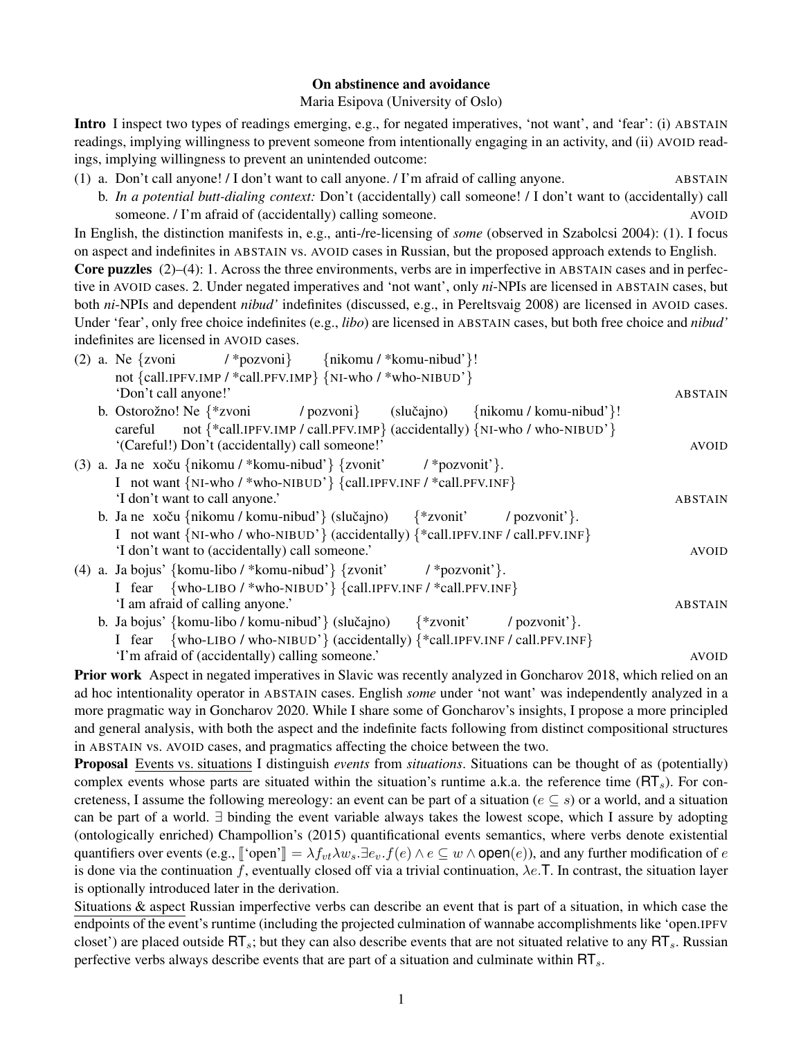# On abstinence and avoidance

Maria Esipova (University of Oslo)

**Intro** I inspect two types of readings emerging, e.g., for negated imperatives, 'not want', and 'fear': (i) ABSTAIN readings, implying willingness to prevent someone from intentionally engaging in an activity, and (ii) AVOID readings, implying willingness to prevent an unintended outcome:

(1) a. Don't call anyone! / I don't want to call anyone. / I'm afraid of calling anyone. — ABSTAIN

b. *In a potential butt-dialing context:* Don't (accidentally) call someone! / I don't want to (accidentally) call someone. / I'm afraid of (accidentally) calling someone. — AVOID

In English, the distinction manifests in, e.g., anti-/re-licensing of *some* (observed in Szabolcsi 2004): (1). I focus on aspect and indefinites in ABSTAIN vs. AVOID cases in Russian, but the proposed approach extends to English.

**Core puzzles** (2)–(4): 1. Across the three environments, verbs are in imperfective in ABSTAIN cases and in perfective in AVOID cases. 2. Under negated imperatives and 'not want', only *ni*-NPIs are licensed in ABSTAIN cases, but both *ni*-NPIs and dependent *nibud'* indefinites (discussed, e.g., in Pereltsvaig 2008) are licensed in AVOID cases. Under 'fear', only free choice indefinites (e.g., *libo*) are licensed in ABSTAIN cases, but both free choice and *nibud'* indefinites are licensed in AVOID cases.

(2) a. Ne {zvoni / \*pozvoni} {nikomu / \*komu-nibud'}!
not {call.IPFV.IMP / \*call.PFV.IMP} {NI-who / \*who-NIBUD'}
'Don't call anyone!' — ABSTAIN

b. Ostorožno! Ne {\*zvoni / pozvoni} (slučajno) {nikomu / komu-nibud'}!
careful not {\*call.IPFV.IMP / call.PFV.IMP} (accidentally) {NI-who / who-NIBUD'}
'(Careful!) Don't (accidentally) call someone!' — AVOID

(3) a. Ja ne xoču {nikomu / \*komu-nibud'} {zvonit' / \*pozvonit'}.
I not want {NI-who / \*who-NIBUD'} {call.IPFV.INF / \*call.PFV.INF}
'I don't want to call anyone.' — ABSTAIN

b. Ja ne xoču {nikomu / komu-nibud'} (slučajno) {\*zvonit' / pozvonit'}.
I not want {NI-who / who-NIBUD'} (accidentally) {\*call.IPFV.INF / call.PFV.INF}
'I don't want to (accidentally) call someone.' — AVOID

(4) a. Ja bojus' {komu-libo / \*komu-nibud'} {zvonit' / \*pozvonit'}.
I fear {who-LIBO / \*who-NIBUD'} {call.IPFV.INF / \*call.PFV.INF}
'I am afraid of calling anyone.' — ABSTAIN

b. Ja bojus' {komu-libo / komu-nibud'} (slučajno) {\*zvonit' / pozvonit'}.
I fear {who-LIBO / who-NIBUD'} (accidentally) {\*call.IPFV.INF / call.PFV.INF}
'I'm afraid of (accidentally) calling someone.' — AVOID

**Prior work** Aspect in negated imperatives in Slavic was recently analyzed in Goncharov 2018, which relied on an ad hoc intentionality operator in ABSTAIN cases. English *some* under 'not want' was independently analyzed in a more pragmatic way in Goncharov 2020. While I share some of Goncharov's insights, I propose a more principled and general analysis, with both the aspect and the indefinite facts following from distinct compositional structures in ABSTAIN vs. AVOID cases, and pragmatics affecting the choice between the two.

**Proposal** Events vs. situations I distinguish *events* from *situations*. Situations can be thought of as (potentially) complex events whose parts are situated within the situation's runtime a.k.a. the reference time ($\mathsf{RT}_s$). For concreteness, I assume the following mereology: an event can be part of a situation ($e \subseteq s$) or a world, and a situation can be part of a world. $\exists$ binding the event variable always takes the lowest scope, which I assure by adopting (ontologically enriched) Champollion's (2015) quantificational events semantics, where verbs denote existential quantifiers over events (e.g., $[\![\text{'open'}]\!] = \lambda f_{vt} \lambda w_s . \exists e_v . f(e) \wedge e \subseteq w \wedge \mathsf{open}(e)$), and any further modification of $e$ is done via the continuation $f$, eventually closed off via a trivial continuation, $\lambda e.\mathsf{T}$. In contrast, the situation layer is optionally introduced later in the derivation.

Situations & aspect Russian imperfective verbs can describe an event that is part of a situation, in which case the endpoints of the event's runtime (including the projected culmination of wannabe accomplishments like 'open.IPFV closet') are placed outside $\mathsf{RT}_s$; but they can also describe events that are not situated relative to any $\mathsf{RT}_s$. Russian perfective verbs always describe events that are part of a situation and culminate within $\mathsf{RT}_s$.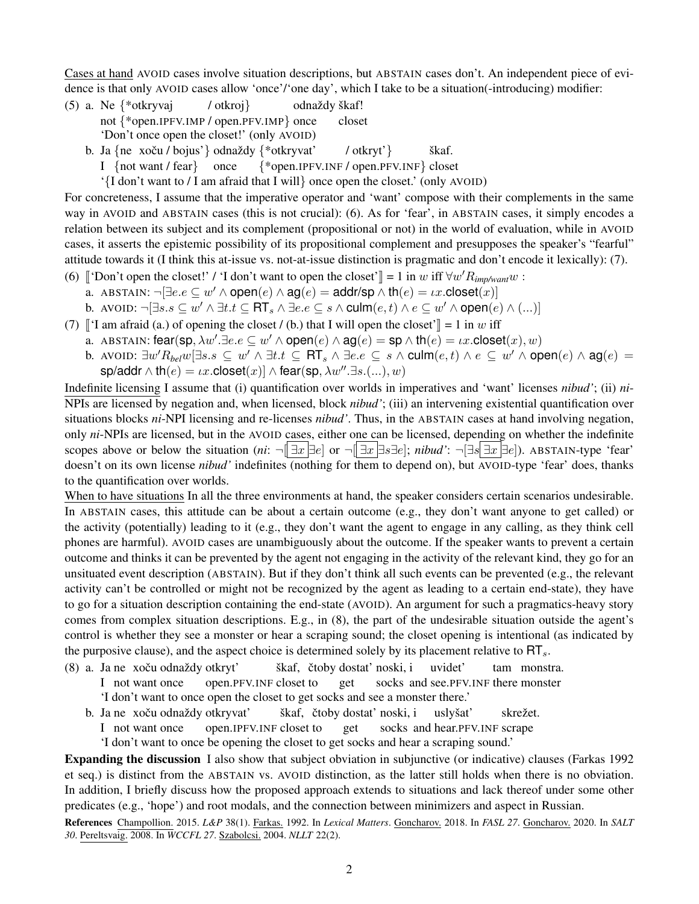Cases at hand AVOID cases involve situation descriptions, but ABSTAIN cases don't. An independent piece of evidence is that only AVOID cases allow 'once'/'one day', which I take to be a situation(-introducing) modifier:

(5) a. Ne {*otkryvaj / otkroj} odnaždy škaf!
not {*open.IPFV.IMP / open.PFV.IMP} once closet
'Don't once open the closet!' (only AVOID)

b. Ja {ne xoču / bojus'} odnaždy {*otkryvat' / otkryt'} škaf.
I {not want / fear} once {*open.IPFV.INF / open.PFV.INF} closet
'{I don't want to / I am afraid that I will} once open the closet.' (only AVOID)

For concreteness, I assume that the imperative operator and 'want' compose with their complements in the same way in AVOID and ABSTAIN cases (this is not crucial): (6). As for 'fear', in ABSTAIN cases, it simply encodes a relation between its subject and its complement (propositional or not) in the world of evaluation, while in AVOID cases, it asserts the epistemic possibility of its propositional complement and presupposes the speaker's "fearful" attitude towards it (I think this at-issue vs. not-at-issue distinction is pragmatic and don't encode it lexically): (7).

(6) ⟦'Don't open the closet!' / 'I don't want to open the closet'⟧ = 1 in $w$ iff $\forall w' R_{imp/want} w$ :

a. ABSTAIN: $\neg[\exists e.e \subseteq w' \wedge \mathsf{open}(e) \wedge \mathsf{ag}(e) = \mathsf{addr/sp} \wedge \mathsf{th}(e) = \iota x.\mathsf{closet}(x)]$

b. AVOID: $\neg[\exists s.s \subseteq w' \wedge \exists t.t \subseteq \mathsf{RT}_s \wedge \exists e.e \subseteq s \wedge \mathsf{culm}(e,t) \wedge e \subseteq w' \wedge \mathsf{open}(e) \wedge (...)]$

(7) ⟦'I am afraid (a.) of opening the closet / (b.) that I will open the closet'⟧ = 1 in $w$ iff

a. ABSTAIN: $\mathsf{fear}(\mathsf{sp}, \lambda w'.\exists e.e \subseteq w' \wedge \mathsf{open}(e) \wedge \mathsf{ag}(e) = \mathsf{sp} \wedge \mathsf{th}(e) = \iota x.\mathsf{closet}(x), w)$

b. AVOID: $\exists w' R_{bel} w[\exists s.s \subseteq w' \wedge \exists t.t \subseteq \mathsf{RT}_s \wedge \exists e.e \subseteq s \wedge \mathsf{culm}(e,t) \wedge e \subseteq w' \wedge \mathsf{open}(e) \wedge \mathsf{ag}(e) = \mathsf{sp/addr} \wedge \mathsf{th}(e) = \iota x.\mathsf{closet}(x)] \wedge \mathsf{fear}(\mathsf{sp}, \lambda w''.\exists s.(...), w)$

Indefinite licensing I assume that (i) quantification over worlds in imperatives and 'want' licenses *nibud'*; (ii) *ni*-NPIs are licensed by negation and, when licensed, block *nibud'*; (iii) an intervening existential quantification over situations blocks *ni*-NPI licensing and re-licenses *nibud'*. Thus, in the ABSTAIN cases at hand involving negation, only *ni*-NPIs are licensed, but in the AVOID cases, either one can be licensed, depending on whether the indefinite scopes above or below the situation (*ni*: $\neg[\boxed{\exists x}\exists e]$ or $\neg[\boxed{\exists x}\exists s \exists e]$; *nibud'*: $\neg[\exists s \boxed{\exists x} \exists e]$). ABSTAIN-type 'fear' doesn't on its own license *nibud'* indefinites (nothing for them to depend on), but AVOID-type 'fear' does, thanks to the quantification over worlds.

When to have situations In all the three environments at hand, the speaker considers certain scenarios undesirable. In ABSTAIN cases, this attitude can be about a certain outcome (e.g., they don't want anyone to get called) or the activity (potentially) leading to it (e.g., they don't want the agent to engage in any calling, as they think cell phones are harmful). AVOID cases are unambiguously about the outcome. If the speaker wants to prevent a certain outcome and thinks it can be prevented by the agent not engaging in the activity of the relevant kind, they go for an unsituated event description (ABSTAIN). But if they don't think all such events can be prevented (e.g., the relevant activity can't be controlled or might not be recognized by the agent as leading to a certain end-state), they have to go for a situation description containing the end-state (AVOID). An argument for such a pragmatics-heavy story comes from complex situation descriptions. E.g., in (8), the part of the undesirable situation outside the agent's control is whether they see a monster or hear a scraping sound; the closet opening is intentional (as indicated by the purposive clause), and the aspect choice is determined solely by its placement relative to $\mathsf{RT}_s$.

(8) a. Ja ne xoču odnaždy otkryt' škaf, čtoby dostat' noski, i uvidet' tam monstra.
I not want once open.PFV.INF closet to get socks and see.PFV.INF there monster
'I don't want to once open the closet to get socks and see a monster there.'

b. Ja ne xoču odnaždy otkryvat' škaf, čtoby dostat' noski, i uslyšat' skrežet.
I not want once open.IPFV.INF closet to get socks and hear.PFV.INF scrape
'I don't want to once be opening the closet to get socks and hear a scraping sound.'

**Expanding the discussion** I also show that subject obviation in subjunctive (or indicative) clauses (Farkas 1992 et seq.) is distinct from the ABSTAIN vs. AVOID distinction, as the latter still holds when there is no obviation. In addition, I briefly discuss how the proposed approach extends to situations and lack thereof under some other predicates (e.g., 'hope') and root modals, and the connection between minimizers and aspect in Russian.

**References** Champollion. 2015. *L&P* 38(1). Farkas. 1992. In *Lexical Matters*. Goncharov. 2018. In *FASL 27*. Goncharov. 2020. In *SALT 30*. Pereltsvaig. 2008. In *WCCFL 27*. Szabolcsi. 2004. *NLLT* 22(2).